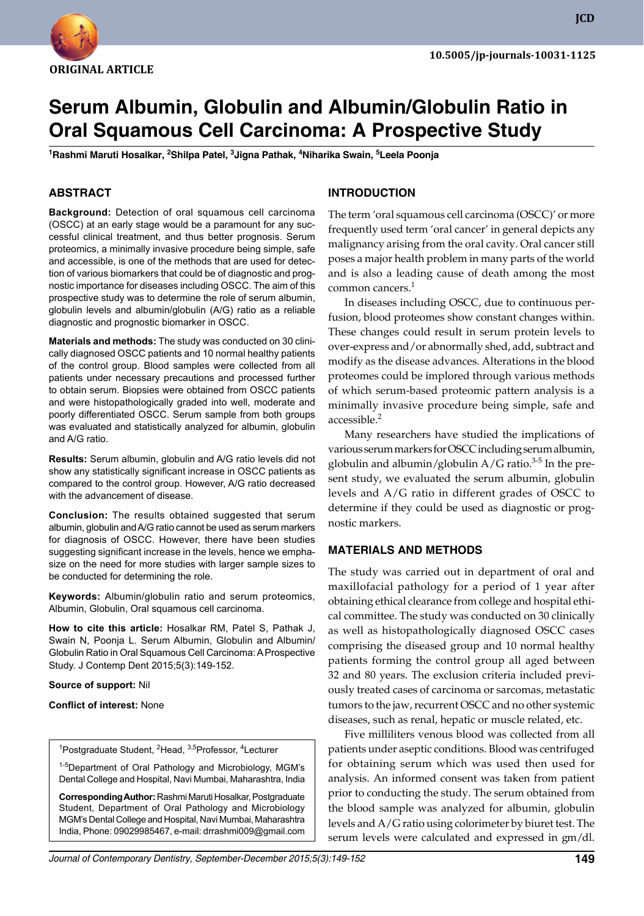ORIGINAL ARTICLE

# Serum Albumin, Globulin and Albumin/Globulin Ratio in Oral Squamous Cell Carcinoma: A Prospective Study

[1]Rashmi Maruti Hosalkar, [2]Shilpa Patel, [3]Jigna Pathak, [4]Niharika Swain, [5]Leela Poonja

## ABSTRACT

**Background:** Detection of oral squamous cell carcinoma (OSCC) at an early stage would be a paramount for any successful clinical treatment, and thus better prognosis. Serum proteomics, a minimally invasive procedure being simple, safe and accessible, is one of the methods that are used for detection of various biomarkers that could be of diagnostic and prognostic importance for diseases including OSCC. The aim of this prospective study was to determine the role of serum albumin, globulin levels and albumin/globulin (A/G) ratio as a reliable diagnostic and prognostic biomarker in OSCC.

**Materials and methods:** The study was conducted on 30 clinically diagnosed OSCC patients and 10 normal healthy patients of the control group. Blood samples were collected from all patients under necessary precautions and processed further to obtain serum. Biopsies were obtained from OSCC patients and were histopathologically graded into well, moderate and poorly differentiated OSCC. Serum sample from both groups was evaluated and statistically analyzed for albumin, globulin and A/G ratio.

**Results:** Serum albumin, globulin and A/G ratio levels did not show any statistically significant increase in OSCC patients as compared to the control group. However, A/G ratio decreased with the advancement of disease.

**Conclusion:** The results obtained suggested that serum albumin, globulin and A/G ratio cannot be used as serum markers for diagnosis of OSCC. However, there have been studies suggesting significant increase in the levels, hence we emphasize on the need for more studies with larger sample sizes to be conducted for determining the role.

**Keywords:** Albumin/globulin ratio and serum proteomics, Albumin, Globulin, Oral squamous cell carcinoma.

**How to cite this article:** Hosalkar RM, Patel S, Pathak J, Swain N, Poonja L. Serum Albumin, Globulin and Albumin/Globulin Ratio in Oral Squamous Cell Carcinoma: A Prospective Study. J Contemp Dent 2015;5(3):149-152.

**Source of support:** Nil

**Conflict of interest:** None

[1]Postgraduate Student, [2]Head, [3,5]Professor, [4]Lecturer

[1-5]Department of Oral Pathology and Microbiology, MGM's Dental College and Hospital, Navi Mumbai, Maharashtra, India

**Corresponding Author:** Rashmi Maruti Hosalkar, Postgraduate Student, Department of Oral Pathology and Microbiology MGM's Dental College and Hospital, Navi Mumbai, Maharashtra India, Phone: 09029985467, e-mail: drrashmi009@gmail.com

## INTRODUCTION

The term 'oral squamous cell carcinoma (OSCC)' or more frequently used term 'oral cancer' in general depicts any malignancy arising from the oral cavity. Oral cancer still poses a major health problem in many parts of the world and is also a leading cause of death among the most common cancers.[1]

In diseases including OSCC, due to continuous perfusion, blood proteomes show constant changes within. These changes could result in serum protein levels to over-express and/or abnormally shed, add, subtract and modify as the disease advances. Alterations in the blood proteomes could be implored through various methods of which serum-based proteomic pattern analysis is a minimally invasive procedure being simple, safe and accessible.[2]

Many researchers have studied the implications of various serum markers for OSCC including serum albumin, globulin and albumin/globulin A/G ratio.[3-5] In the present study, we evaluated the serum albumin, globulin levels and A/G ratio in different grades of OSCC to determine if they could be used as diagnostic or prognostic markers.

## MATERIALS AND METHODS

The study was carried out in department of oral and maxillofacial pathology for a period of 1 year after obtaining ethical clearance from college and hospital ethical committee. The study was conducted on 30 clinically as well as histopathologically diagnosed OSCC cases comprising the diseased group and 10 normal healthy patients forming the control group all aged between 32 and 80 years. The exclusion criteria included previously treated cases of carcinoma or sarcomas, metastatic tumors to the jaw, recurrent OSCC and no other systemic diseases, such as renal, hepatic or muscle related, etc.

Five milliliters venous blood was collected from all patients under aseptic conditions. Blood was centrifuged for obtaining serum which was used then used for analysis. An informed consent was taken from patient prior to conducting the study. The serum obtained from the blood sample was analyzed for albumin, globulin levels and A/G ratio using colorimeter by biuret test. The serum levels were calculated and expressed in gm/dl.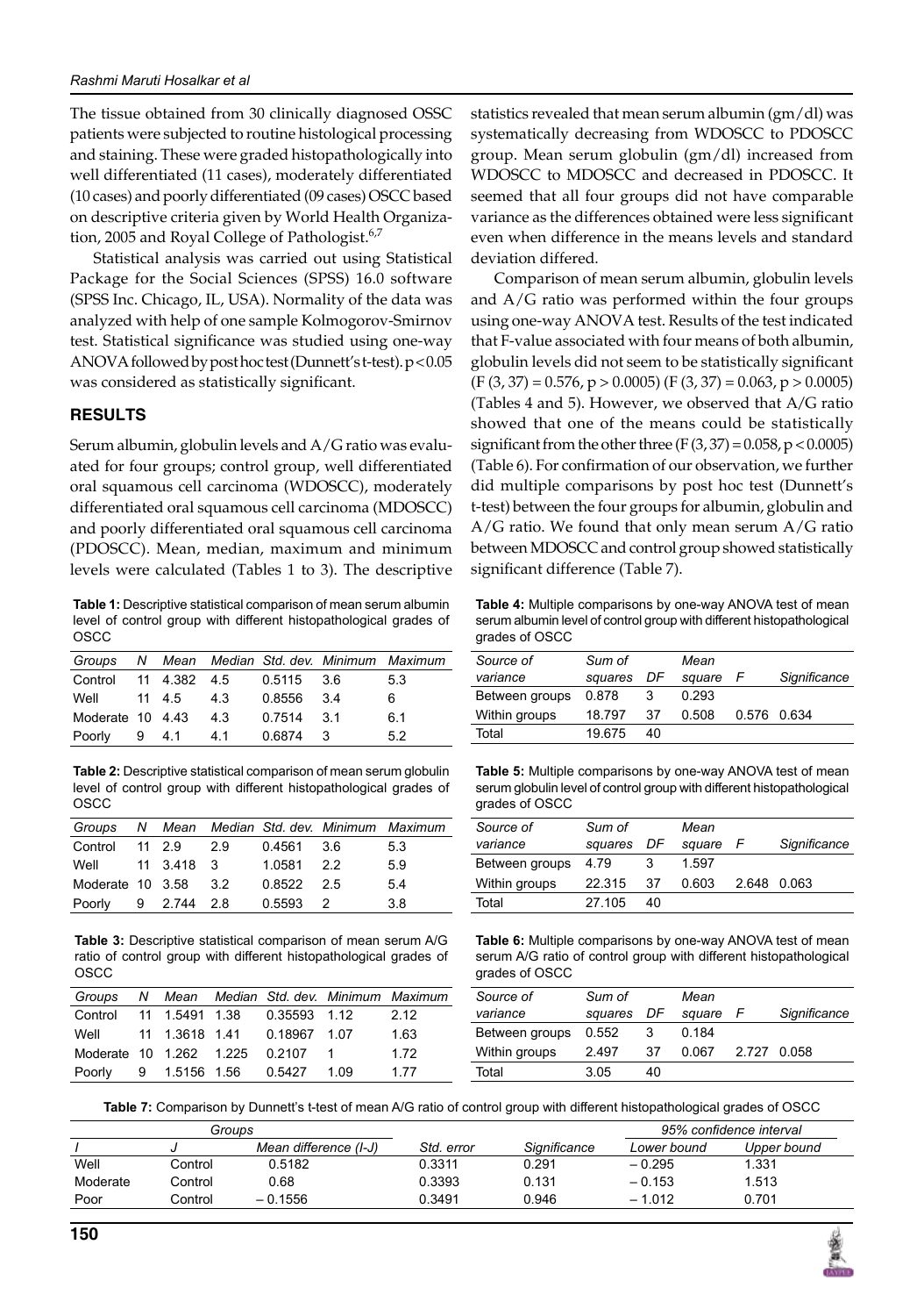The tissue obtained from 30 clinically diagnosed OSSC patients were subjected to routine histological processing and staining. These were graded histopathologically into well differentiated (11 cases), moderately differentiated (10 cases) and poorly differentiated (09 cases) OSCC based on descriptive criteria given by World Health Organization, 2005 and Royal College of Pathologist.[6,7]

Statistical analysis was carried out using Statistical Package for the Social Sciences (SPSS) 16.0 software (SPSS Inc. Chicago, IL, USA). Normality of the data was analyzed with help of one sample Kolmogorov-Smirnov test. Statistical significance was studied using one-way ANOVA followed by post hoc test (Dunnett's t-test). $p < 0.05$ was considered as statistically significant.

## RESULTS

Serum albumin, globulin levels and A/G ratio was evaluated for four groups; control group, well differentiated oral squamous cell carcinoma (WDOSCC), moderately differentiated oral squamous cell carcinoma (MDOSCC) and poorly differentiated oral squamous cell carcinoma (PDOSCC). Mean, median, maximum and minimum levels were calculated (Tables 1 to 3). The descriptive statistics revealed that mean serum albumin (gm/dl) was systematically decreasing from WDOSCC to PDOSCC group. Mean serum globulin (gm/dl) increased from WDOSCC to MDOSCC and decreased in PDOSCC. It seemed that all four groups did not have comparable variance as the differences obtained were less significant even when difference in the means levels and standard deviation differed.

Comparison of mean serum albumin, globulin levels and A/G ratio was performed within the four groups using one-way ANOVA test. Results of the test indicated that F-value associated with four means of both albumin, globulin levels did not seem to be statistically significant ($F (3, 37) = 0.576$, $p > 0.0005$) ($F (3, 37) = 0.063$, $p > 0.0005$) (Tables 4 and 5). However, we observed that A/G ratio showed that one of the means could be statistically significant from the other three ($F (3, 37) = 0.058$, $p < 0.0005$) (Table 6). For confirmation of our observation, we further did multiple comparisons by post hoc test (Dunnett's t-test) between the four groups for albumin, globulin and A/G ratio. We found that only mean serum A/G ratio between MDOSCC and control group showed statistically significant difference (Table 7).

**Table 1:** Descriptive statistical comparison of mean serum albumin level of control group with different histopathological grades of OSCC

| Groups | N | Mean | Median | Std. dev. | Minimum | Maximum |
|---|---|---|---|---|---|---|
| Control | 11 | 4.382 | 4.5 | 0.5115 | 3.6 | 5.3 |
| Well | 11 | 4.5 | 4.3 | 0.8556 | 3.4 | 6 |
| Moderate | 10 | 4.43 | 4.3 | 0.7514 | 3.1 | 6.1 |
| Poorly | 9 | 4.1 | 4.1 | 0.6874 | 3 | 5.2 |

**Table 2:** Descriptive statistical comparison of mean serum globulin level of control group with different histopathological grades of OSCC

| Groups | N | Mean | Median | Std. dev. | Minimum | Maximum |
|---|---|---|---|---|---|---|
| Control | 11 | 2.9 | 2.9 | 0.4561 | 3.6 | 5.3 |
| Well | 11 | 3.418 | 3 | 1.0581 | 2.2 | 5.9 |
| Moderate | 10 | 3.58 | 3.2 | 0.8522 | 2.5 | 5.4 |
| Poorly | 9 | 2.744 | 2.8 | 0.5593 | 2 | 3.8 |

**Table 3:** Descriptive statistical comparison of mean serum A/G ratio of control group with different histopathological grades of OSCC

| Groups | N | Mean | Median | Std. dev. | Minimum | Maximum |
|---|---|---|---|---|---|---|
| Control | 11 | 1.5491 | 1.38 | 0.35593 | 1.12 | 2.12 |
| Well | 11 | 1.3618 | 1.41 | 0.18967 | 1.07 | 1.63 |
| Moderate | 10 | 1.262 | 1.225 | 0.2107 | 1 | 1.72 |
| Poorly | 9 | 1.5156 | 1.56 | 0.5427 | 1.09 | 1.77 |

**Table 4:** Multiple comparisons by one-way ANOVA test of mean serum albumin level of control group with different histopathological grades of OSCC

| Source of variance | Sum of squares | DF | Mean square | F | Significance |
|---|---|---|---|---|---|
| Between groups | 0.878 | 3 | 0.293 | | |
| Within groups | 18.797 | 37 | 0.508 | 0.576 | 0.634 |
| Total | 19.675 | 40 | | | |

**Table 5:** Multiple comparisons by one-way ANOVA test of mean serum globulin level of control group with different histopathological grades of OSCC

| Source of variance | Sum of squares | DF | Mean square | F | Significance |
|---|---|---|---|---|---|
| Between groups | 4.79 | 3 | 1.597 | | |
| Within groups | 22.315 | 37 | 0.603 | 2.648 | 0.063 |
| Total | 27.105 | 40 | | | |

**Table 6:** Multiple comparisons by one-way ANOVA test of mean serum A/G ratio of control group with different histopathological grades of OSCC

| Source of variance | Sum of squares | DF | Mean square | F | Significance |
|---|---|---|---|---|---|
| Between groups | 0.552 | 3 | 0.184 | | |
| Within groups | 2.497 | 37 | 0.067 | 2.727 | 0.058 |
| Total | 3.05 | 40 | | | |

**Table 7:** Comparison by Dunnett's t-test of mean A/G ratio of control group with different histopathological grades of OSCC

| Groups | | | | | 95% confidence interval | |
|---|---|---|---|---|---|---|
| I | J | Mean difference (I-J) | Std. error | Significance | Lower bound | Upper bound |
| Well | Control | 0.5182 | 0.3311 | 0.291 | – 0.295 | 1.331 |
| Moderate | Control | 0.68 | 0.3393 | 0.131 | – 0.153 | 1.513 |
| Poor | Control | – 0.1556 | 0.3491 | 0.946 | – 1.012 | 0.701 |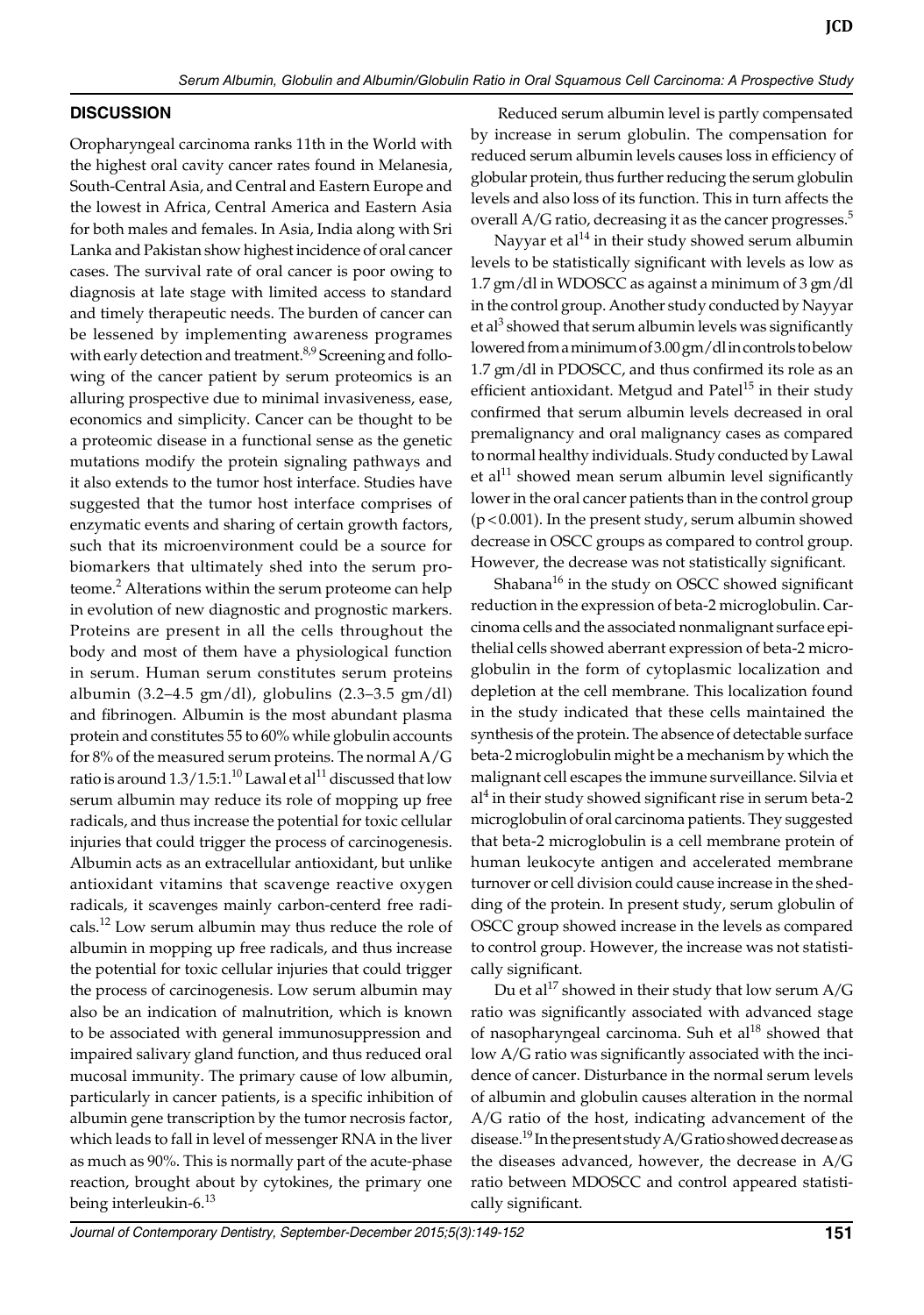## DISCUSSION

Oropharyngeal carcinoma ranks 11th in the World with the highest oral cavity cancer rates found in Melanesia, South-Central Asia, and Central and Eastern Europe and the lowest in Africa, Central America and Eastern Asia for both males and females. In Asia, India along with Sri Lanka and Pakistan show highest incidence of oral cancer cases. The survival rate of oral cancer is poor owing to diagnosis at late stage with limited access to standard and timely therapeutic needs. The burden of cancer can be lessened by implementing awareness programes with early detection and treatment.[8,9] Screening and following of the cancer patient by serum proteomics is an alluring prospective due to minimal invasiveness, ease, economics and simplicity. Cancer can be thought to be a proteomic disease in a functional sense as the genetic mutations modify the protein signaling pathways and it also extends to the tumor host interface. Studies have suggested that the tumor host interface comprises of enzymatic events and sharing of certain growth factors, such that its microenvironment could be a source for biomarkers that ultimately shed into the serum proteome.[2] Alterations within the serum proteome can help in evolution of new diagnostic and prognostic markers. Proteins are present in all the cells throughout the body and most of them have a physiological function in serum. Human serum constitutes serum proteins albumin (3.2–4.5 gm/dl), globulins (2.3–3.5 gm/dl) and fibrinogen. Albumin is the most abundant plasma protein and constitutes 55 to 60% while globulin accounts for 8% of the measured serum proteins. The normal A/G ratio is around 1.3/1.5:1.[10] Lawal et al[11] discussed that low serum albumin may reduce its role of mopping up free radicals, and thus increase the potential for toxic cellular injuries that could trigger the process of carcinogenesis. Albumin acts as an extracellular antioxidant, but unlike antioxidant vitamins that scavenge reactive oxygen radicals, it scavenges mainly carbon-centerd free radicals.[12] Low serum albumin may thus reduce the role of albumin in mopping up free radicals, and thus increase the potential for toxic cellular injuries that could trigger the process of carcinogenesis. Low serum albumin may also be an indication of malnutrition, which is known to be associated with general immunosuppression and impaired salivary gland function, and thus reduced oral mucosal immunity. The primary cause of low albumin, particularly in cancer patients, is a specific inhibition of albumin gene transcription by the tumor necrosis factor, which leads to fall in level of messenger RNA in the liver as much as 90%. This is normally part of the acute-phase reaction, brought about by cytokines, the primary one being interleukin-6.[13]

Reduced serum albumin level is partly compensated by increase in serum globulin. The compensation for reduced serum albumin levels causes loss in efficiency of globular protein, thus further reducing the serum globulin levels and also loss of its function. This in turn affects the overall A/G ratio, decreasing it as the cancer progresses.[5]

Nayyar et al[14] in their study showed serum albumin levels to be statistically significant with levels as low as 1.7 gm/dl in WDOSCC as against a minimum of 3 gm/dl in the control group. Another study conducted by Nayyar et al[3] showed that serum albumin levels was significantly lowered from a minimum of 3.00 gm/dl in controls to below 1.7 gm/dl in PDOSCC, and thus confirmed its role as an efficient antioxidant. Metgud and Patel[15] in their study confirmed that serum albumin levels decreased in oral premalignancy and oral malignancy cases as compared to normal healthy individuals. Study conducted by Lawal et al[11] showed mean serum albumin level significantly lower in the oral cancer patients than in the control group ($p < 0.001$). In the present study, serum albumin showed decrease in OSCC groups as compared to control group. However, the decrease was not statistically significant.

Shabana[16] in the study on OSCC showed significant reduction in the expression of beta-2 microglobulin. Carcinoma cells and the associated nonmalignant surface epithelial cells showed aberrant expression of beta-2 microglobulin in the form of cytoplasmic localization and depletion at the cell membrane. This localization found in the study indicated that these cells maintained the synthesis of the protein. The absence of detectable surface beta-2 microglobulin might be a mechanism by which the malignant cell escapes the immune surveillance. Silvia et al[4] in their study showed significant rise in serum beta-2 microglobulin of oral carcinoma patients. They suggested that beta-2 microglobulin is a cell membrane protein of human leukocyte antigen and accelerated membrane turnover or cell division could cause increase in the shedding of the protein. In present study, serum globulin of OSCC group showed increase in the levels as compared to control group. However, the increase was not statistically significant.

Du et al[17] showed in their study that low serum A/G ratio was significantly associated with advanced stage of nasopharyngeal carcinoma. Suh et al[18] showed that low A/G ratio was significantly associated with the incidence of cancer. Disturbance in the normal serum levels of albumin and globulin causes alteration in the normal A/G ratio of the host, indicating advancement of the disease.[19] In the present study A/G ratio showed decrease as the diseases advanced, however, the decrease in A/G ratio between MDOSCC and control appeared statistically significant.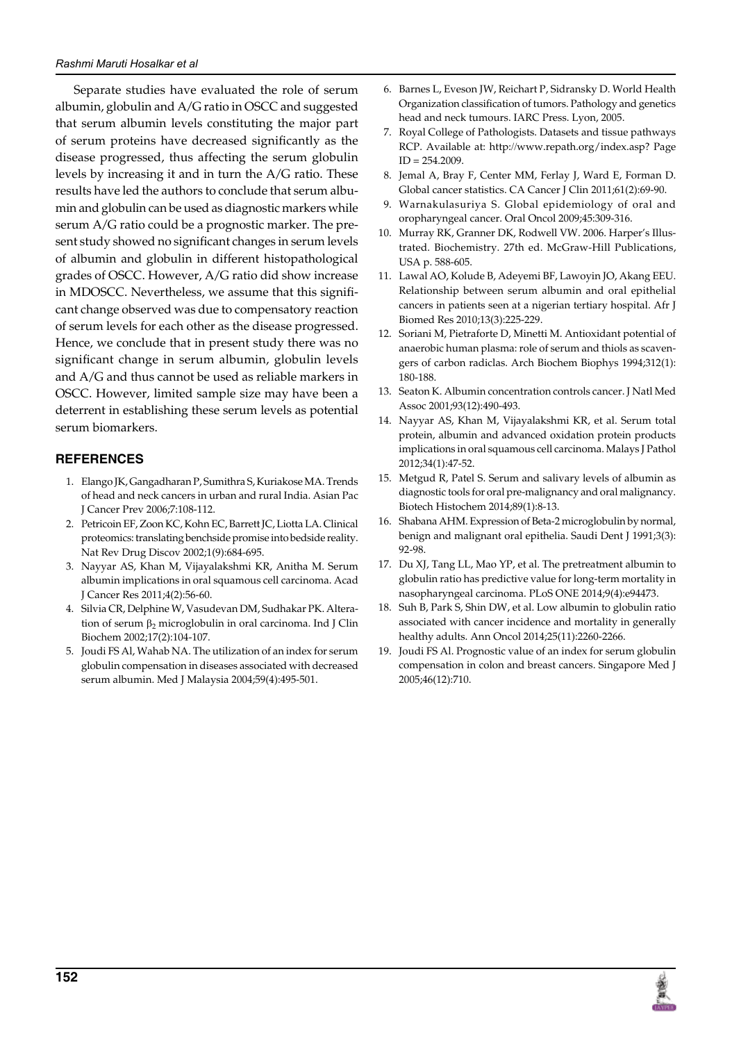Separate studies have evaluated the role of serum albumin, globulin and A/G ratio in OSCC and suggested that serum albumin levels constituting the major part of serum proteins have decreased significantly as the disease progressed, thus affecting the serum globulin levels by increasing it and in turn the A/G ratio. These results have led the authors to conclude that serum albumin and globulin can be used as diagnostic markers while serum A/G ratio could be a prognostic marker. The present study showed no significant changes in serum levels of albumin and globulin in different histopathological grades of OSCC. However, A/G ratio did show increase in MDOSCC. Nevertheless, we assume that this significant change observed was due to compensatory reaction of serum levels for each other as the disease progressed. Hence, we conclude that in present study there was no significant change in serum albumin, globulin levels and A/G and thus cannot be used as reliable markers in OSCC. However, limited sample size may have been a deterrent in establishing these serum levels as potential serum biomarkers.

## REFERENCES

1. Elango JK, Gangadharan P, Sumithra S, Kuriakose MA. Trends of head and neck cancers in urban and rural India. Asian Pac J Cancer Prev 2006;7:108-112.
2. Petricoin EF, Zoon KC, Kohn EC, Barrett JC, Liotta LA. Clinical proteomics: translating benchside promise into bedside reality. Nat Rev Drug Discov 2002;1(9):684-695.
3. Nayyar AS, Khan M, Vijayalakshmi KR, Anitha M. Serum albumin implications in oral squamous cell carcinoma. Acad J Cancer Res 2011;4(2):56-60.
4. Silvia CR, Delphine W, Vasudevan DM, Sudhakar PK. Alteration of serum $\beta_2$ microglobulin in oral carcinoma. Ind J Clin Biochem 2002;17(2):104-107.
5. Joudi FS Al, Wahab NA. The utilization of an index for serum globulin compensation in diseases associated with decreased serum albumin. Med J Malaysia 2004;59(4):495-501.
6. Barnes L, Eveson JW, Reichart P, Sidransky D. World Health Organization classification of tumors. Pathology and genetics head and neck tumours. IARC Press. Lyon, 2005.
7. Royal College of Pathologists. Datasets and tissue pathways RCP. Available at: http://www.repath.org/index.asp? Page ID = 254.2009.
8. Jemal A, Bray F, Center MM, Ferlay J, Ward E, Forman D. Global cancer statistics. CA Cancer J Clin 2011;61(2):69-90.
9. Warnakulasuriya S. Global epidemiology of oral and oropharyngeal cancer. Oral Oncol 2009;45:309-316.
10. Murray RK, Granner DK, Rodwell VW. 2006. Harper's Illustrated. Biochemistry. 27th ed. McGraw-Hill Publications, USA p. 588-605.
11. Lawal AO, Kolude B, Adeyemi BF, Lawoyin JO, Akang EEU. Relationship between serum albumin and oral epithelial cancers in patients seen at a nigerian tertiary hospital. Afr J Biomed Res 2010;13(3):225-229.
12. Soriani M, Pietraforte D, Minetti M. Antioxidant potential of anaerobic human plasma: role of serum and thiols as scavengers of carbon radiclas. Arch Biochem Biophys 1994;312(1): 180-188.
13. Seaton K. Albumin concentration controls cancer. J Natl Med Assoc 2001;93(12):490-493.
14. Nayyar AS, Khan M, Vijayalakshmi KR, et al. Serum total protein, albumin and advanced oxidation protein products implications in oral squamous cell carcinoma. Malays J Pathol 2012;34(1):47-52.
15. Metgud R, Patel S. Serum and salivary levels of albumin as diagnostic tools for oral pre-malignancy and oral malignancy. Biotech Histochem 2014;89(1):8-13.
16. Shabana AHM. Expression of Beta-2 microglobulin by normal, benign and malignant oral epithelia. Saudi Dent J 1991;3(3): 92-98.
17. Du XJ, Tang LL, Mao YP, et al. The pretreatment albumin to globulin ratio has predictive value for long-term mortality in nasopharyngeal carcinoma. PLoS ONE 2014;9(4):e94473.
18. Suh B, Park S, Shin DW, et al. Low albumin to globulin ratio associated with cancer incidence and mortality in generally healthy adults. Ann Oncol 2014;25(11):2260-2266.
19. Joudi FS Al. Prognostic value of an index for serum globulin compensation in colon and breast cancers. Singapore Med J 2005;46(12):710.